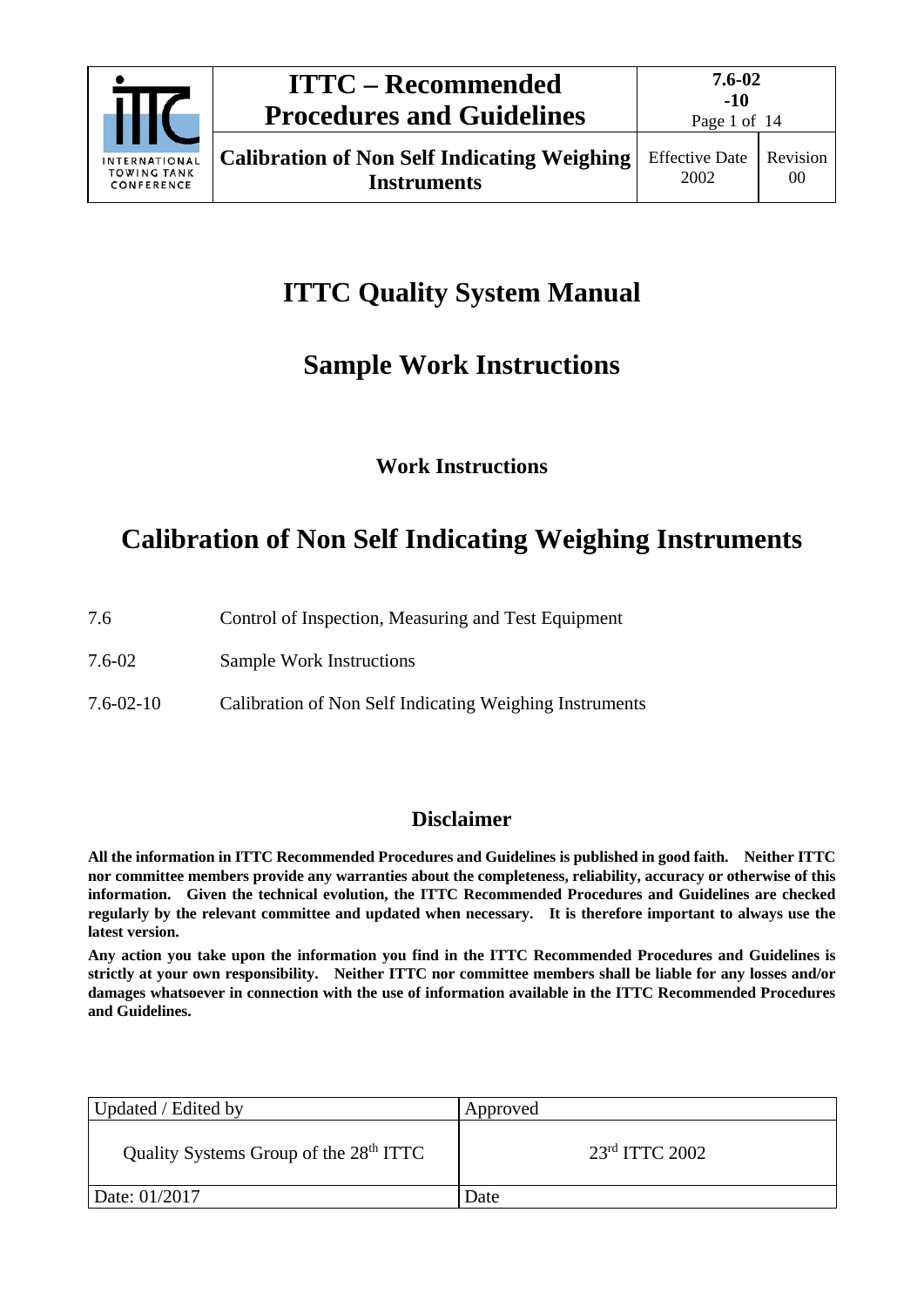# ITTC Quality System Manual

## Sample Work Instructions

### Work Instructions

## Calibration of Non Self Indicating Weighing Instruments

7.6 Control of Inspection, Measuring and Test Equipment

7.6-02 Sample Work Instructions

7.6-02-10 Calibration of Non Self Indicating Weighing Instruments

### Disclaimer

**All the information in ITTC Recommended Procedures and Guidelines is published in good faith. Neither ITTC nor committee members provide any warranties about the completeness, reliability, accuracy or otherwise of this information. Given the technical evolution, the ITTC Recommended Procedures and Guidelines are checked regularly by the relevant committee and updated when necessary. It is therefore important to always use the latest version.**

**Any action you take upon the information you find in the ITTC Recommended Procedures and Guidelines is strictly at your own responsibility. Neither ITTC nor committee members shall be liable for any losses and/or damages whatsoever in connection with the use of information available in the ITTC Recommended Procedures and Guidelines.**

| Updated / Edited by | Approved |
|---|---|
| Quality Systems Group of the 28th ITTC | 23rd ITTC 2002 |
| Date: 01/2017 | Date |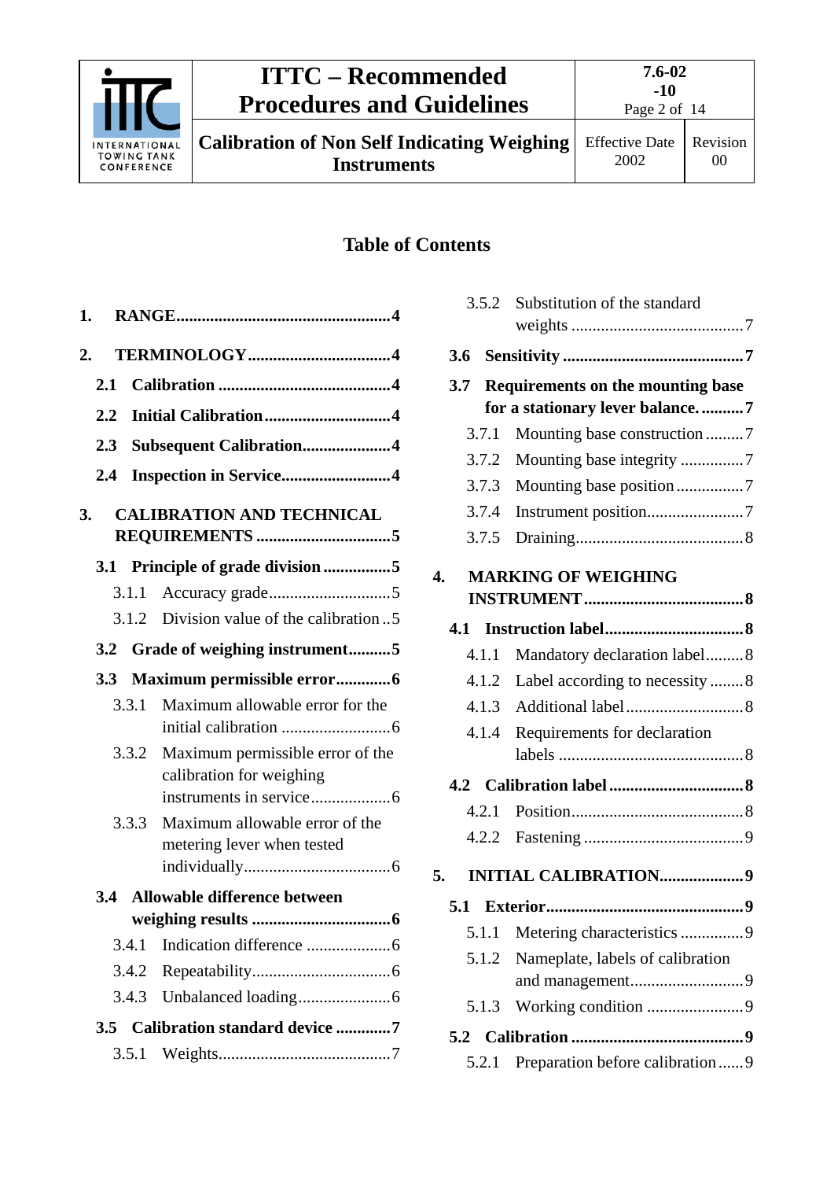## Table of Contents

1. RANGE....4
2. TERMINOLOGY....4
   - 2.1 Calibration....4
   - 2.2 Initial Calibration....4
   - 2.3 Subsequent Calibration....4
   - 2.4 Inspection in Service....4
3. CALIBRATION AND TECHNICAL REQUIREMENTS....5
   - 3.1 Principle of grade division....5
     - 3.1.1 Accuracy grade....5
     - 3.1.2 Division value of the calibration....5
   - 3.2 Grade of weighing instrument....5
   - 3.3 Maximum permissible error....6
     - 3.3.1 Maximum allowable error for the initial calibration....6
     - 3.3.2 Maximum permissible error of the calibration for weighing instruments in service....6
     - 3.3.3 Maximum allowable error of the metering lever when tested individually....6
   - 3.4 Allowable difference between weighing results....6
     - 3.4.1 Indication difference....6
     - 3.4.2 Repeatability....6
     - 3.4.3 Unbalanced loading....6
   - 3.5 Calibration standard device....7
     - 3.5.1 Weights....7
     - 3.5.2 Substitution of the standard weights....7
   - 3.6 Sensitivity....7
   - 3.7 Requirements on the mounting base for a stationary lever balance....7
     - 3.7.1 Mounting base construction....7
     - 3.7.2 Mounting base integrity....7
     - 3.7.3 Mounting base position....7
     - 3.7.4 Instrument position....7
     - 3.7.5 Draining....8
4. MARKING OF WEIGHING INSTRUMENT....8
   - 4.1 Instruction label....8
     - 4.1.1 Mandatory declaration label....8
     - 4.1.2 Label according to necessity....8
     - 4.1.3 Additional label....8
     - 4.1.4 Requirements for declaration labels....8
   - 4.2 Calibration label....8
     - 4.2.1 Position....8
     - 4.2.2 Fastening....9
5. INITIAL CALIBRATION....9
   - 5.1 Exterior....9
     - 5.1.1 Metering characteristics....9
     - 5.1.2 Nameplate, labels of calibration and management....9
     - 5.1.3 Working condition....9
   - 5.2 Calibration....9
     - 5.2.1 Preparation before calibration....9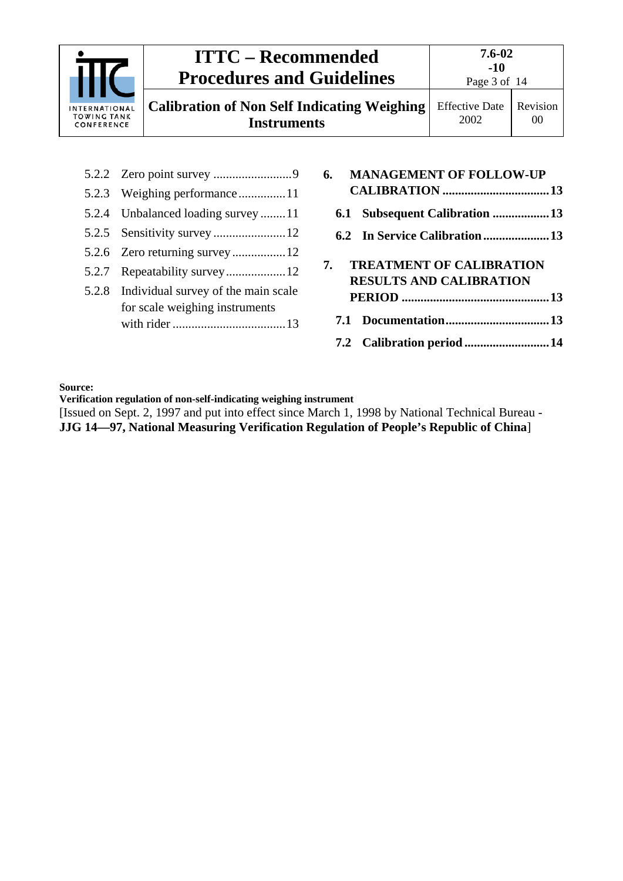5.2.2 Zero point survey .........................9

5.2.3 Weighing performance...............11

5.2.4 Unbalanced loading survey ........11

5.2.5 Sensitivity survey .......................12

5.2.6 Zero returning survey .................12

5.2.7 Repeatability survey...................12

5.2.8 Individual survey of the main scale for scale weighing instruments with rider ....................................13

**6. MANAGEMENT OF FOLLOW-UP CALIBRATION ..................................13**

**6.1 Subsequent Calibration ..................13**

**6.2 In Service Calibration.....................13**

**7. TREATMENT OF CALIBRATION RESULTS AND CALIBRATION PERIOD ..............................................13**

**7.1 Documentation.................................13**

**7.2 Calibration period...........................14**

**Source:**
**Verification regulation of non-self-indicating weighing instrument**
[Issued on Sept. 2, 1997 and put into effect since March 1, 1998 by National Technical Bureau - **JJG 14—97, National Measuring Verification Regulation of People's Republic of China**]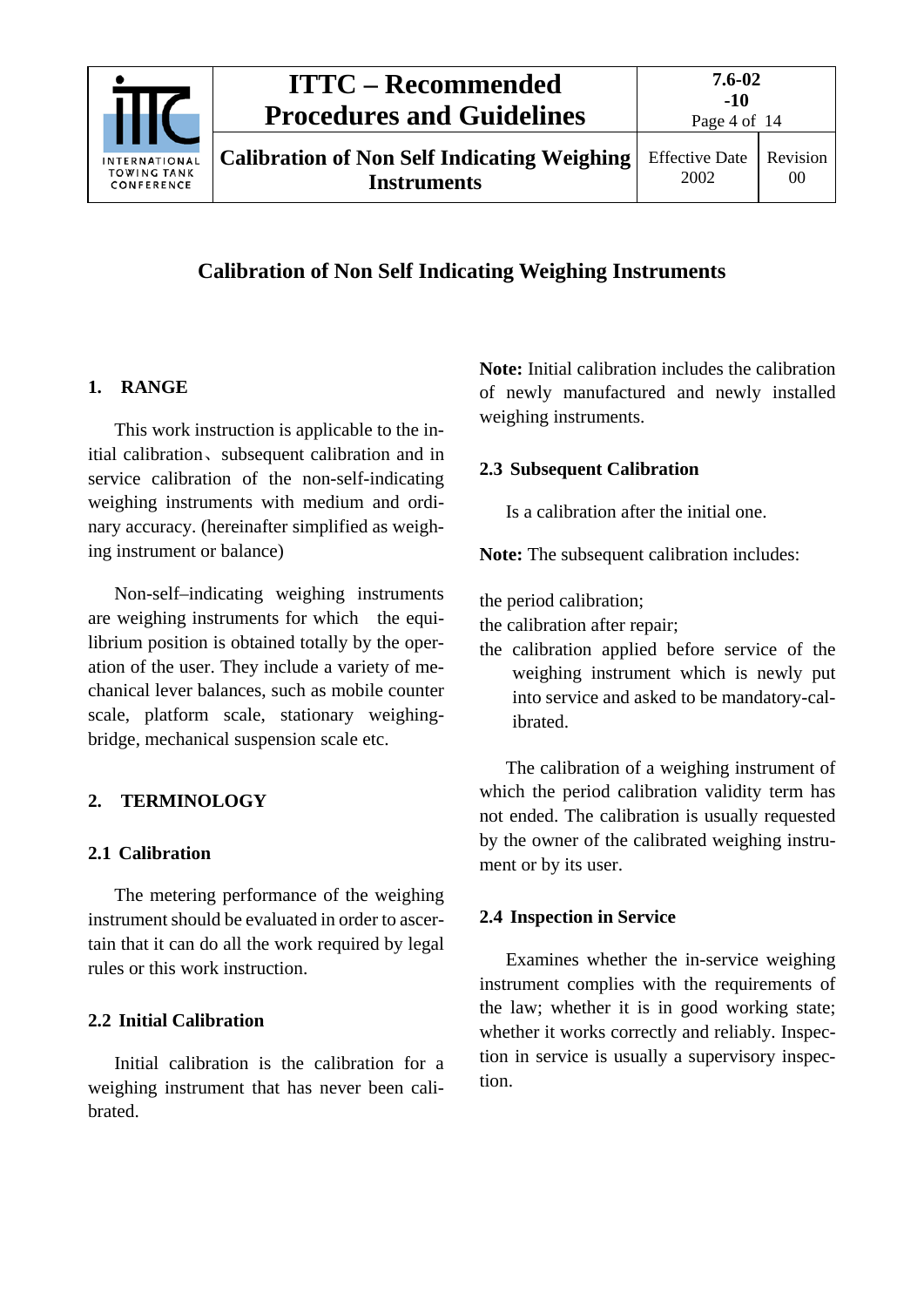# Calibration of Non Self Indicating Weighing Instruments

## 1. RANGE

This work instruction is applicable to the initial calibration、subsequent calibration and in service calibration of the non-self-indicating weighing instruments with medium and ordinary accuracy. (hereinafter simplified as weighing instrument or balance)

Non-self–indicating weighing instruments are weighing instruments for which the equilibrium position is obtained totally by the operation of the user. They include a variety of mechanical lever balances, such as mobile counter scale, platform scale, stationary weighing-bridge, mechanical suspension scale etc.

## 2. TERMINOLOGY

### 2.1 Calibration

The metering performance of the weighing instrument should be evaluated in order to ascertain that it can do all the work required by legal rules or this work instruction.

### 2.2 Initial Calibration

Initial calibration is the calibration for a weighing instrument that has never been calibrated.

**Note:** Initial calibration includes the calibration of newly manufactured and newly installed weighing instruments.

### 2.3 Subsequent Calibration

Is a calibration after the initial one.

**Note:** The subsequent calibration includes:

- the period calibration;
- the calibration after repair;
- the calibration applied before service of the weighing instrument which is newly put into service and asked to be mandatory-calibrated.

The calibration of a weighing instrument of which the period calibration validity term has not ended. The calibration is usually requested by the owner of the calibrated weighing instrument or by its user.

### 2.4 Inspection in Service

Examines whether the in-service weighing instrument complies with the requirements of the law; whether it is in good working state; whether it works correctly and reliably. Inspection in service is usually a supervisory inspection.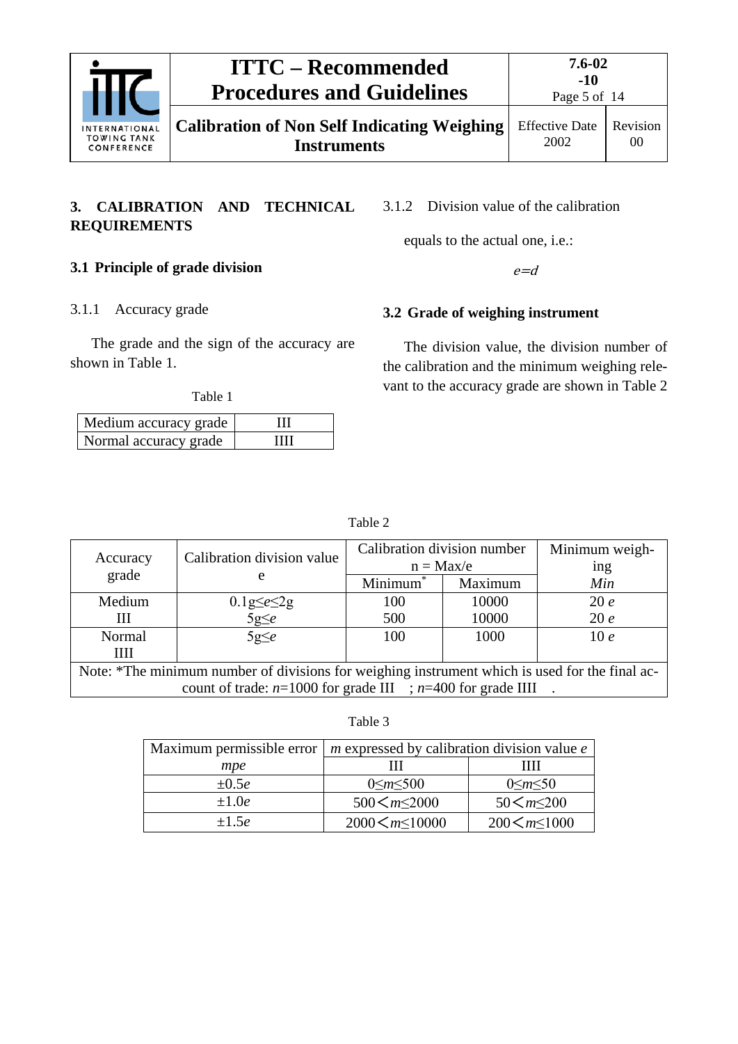## 3. CALIBRATION AND TECHNICAL REQUIREMENTS

### 3.1 Principle of grade division

3.1.1 Accuracy grade

The grade and the sign of the accuracy are shown in Table 1.

Table 1

| | |
|---|---|
| Medium accuracy grade | III |
| Normal accuracy grade | IIII |

3.1.2 Division value of the calibration

equals to the actual one, i.e.:

$$e=d$$

### 3.2 Grade of weighing instrument

The division value, the division number of the calibration and the minimum weighing relevant to the accuracy grade are shown in Table 2

Table 2

| Accuracy grade | Calibration division value e | Calibration division number n = Max/e | | Minimum weighing *Min* |
|---|---|---|---|---|
| | | Minimum* | Maximum | |
| Medium III | $0.1\text{g} \le e \le 2\text{g}$<br>$5\text{g} \le e$ | 100<br>500 | 10000<br>10000 | 20 $e$<br>20 $e$ |
| Normal IIII | $5\text{g} \le e$ | 100 | 1000 | 10 $e$ |

Note: *The minimum number of divisions for weighing instrument which is used for the final account of trade: $n$=1000 for grade III ; $n$=400 for grade IIII .

Table 3

| Maximum permissible error *mpe* | *m* expressed by calibration division value *e* | |
|---|---|---|
| | III | IIII |
| $\pm 0.5e$ | $0 \le m \le 500$ | $0 \le m \le 50$ |
| $\pm 1.0e$ | $500 < m \le 2000$ | $50 < m \le 200$ |
| $\pm 1.5e$ | $2000 < m \le 10000$ | $200 < m \le 1000$ |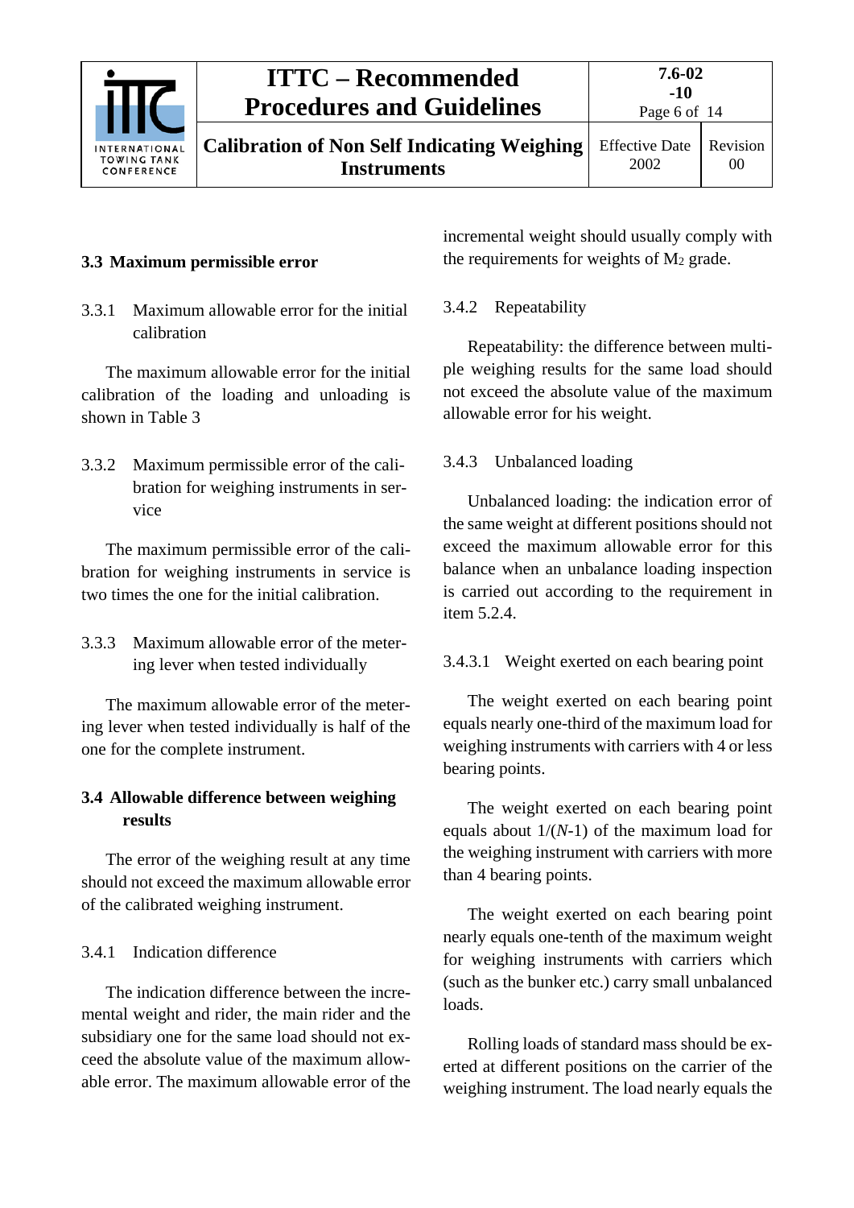## 3.3 Maximum permissible error

### 3.3.1 Maximum allowable error for the initial calibration

The maximum allowable error for the initial calibration of the loading and unloading is shown in Table 3

### 3.3.2 Maximum permissible error of the calibration for weighing instruments in service

The maximum permissible error of the calibration for weighing instruments in service is two times the one for the initial calibration.

### 3.3.3 Maximum allowable error of the metering lever when tested individually

The maximum allowable error of the metering lever when tested individually is half of the one for the complete instrument.

## 3.4 Allowable difference between weighing results

The error of the weighing result at any time should not exceed the maximum allowable error of the calibrated weighing instrument.

### 3.4.1 Indication difference

The indication difference between the incremental weight and rider, the main rider and the subsidiary one for the same load should not exceed the absolute value of the maximum allowable error. The maximum allowable error of the incremental weight should usually comply with the requirements for weights of $M_2$ grade.

### 3.4.2 Repeatability

Repeatability: the difference between multiple weighing results for the same load should not exceed the absolute value of the maximum allowable error for his weight.

### 3.4.3 Unbalanced loading

Unbalanced loading: the indication error of the same weight at different positions should not exceed the maximum allowable error for this balance when an unbalance loading inspection is carried out according to the requirement in item 5.2.4.

#### 3.4.3.1 Weight exerted on each bearing point

The weight exerted on each bearing point equals nearly one-third of the maximum load for weighing instruments with carriers with 4 or less bearing points.

The weight exerted on each bearing point equals about $1/(N\text{-}1)$ of the maximum load for the weighing instrument with carriers with more than 4 bearing points.

The weight exerted on each bearing point nearly equals one-tenth of the maximum weight for weighing instruments with carriers which (such as the bunker etc.) carry small unbalanced loads.

Rolling loads of standard mass should be exerted at different positions on the carrier of the weighing instrument. The load nearly equals the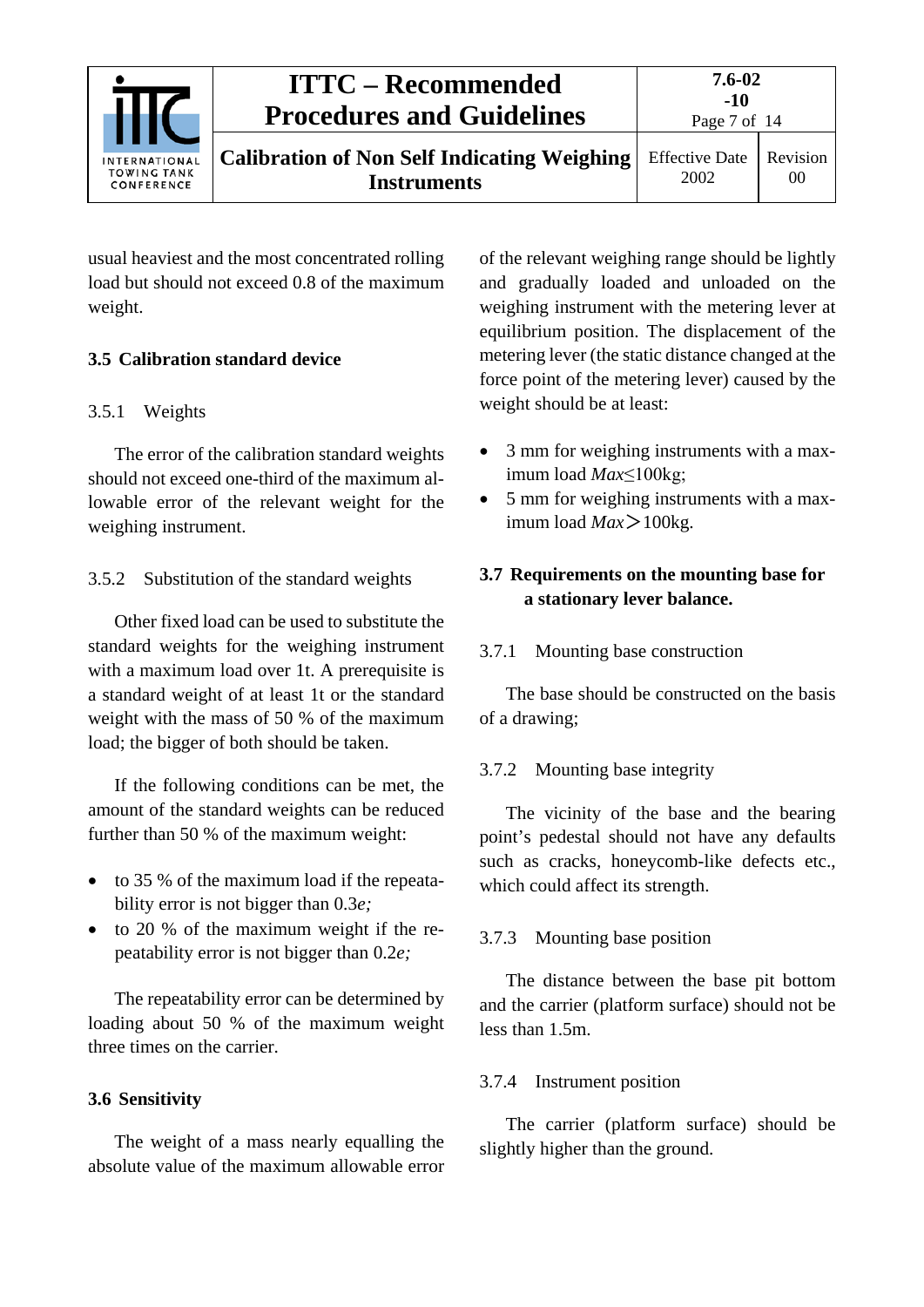usual heaviest and the most concentrated rolling load but should not exceed 0.8 of the maximum weight.

## 3.5 Calibration standard device

### 3.5.1 Weights

The error of the calibration standard weights should not exceed one-third of the maximum allowable error of the relevant weight for the weighing instrument.

### 3.5.2 Substitution of the standard weights

Other fixed load can be used to substitute the standard weights for the weighing instrument with a maximum load over 1t. A prerequisite is a standard weight of at least 1t or the standard weight with the mass of 50 % of the maximum load; the bigger of both should be taken.

If the following conditions can be met, the amount of the standard weights can be reduced further than 50 % of the maximum weight:

- to 35 % of the maximum load if the repeatability error is not bigger than 0.3*e;*
- to 20 % of the maximum weight if the repeatability error is not bigger than 0.2*e;*

The repeatability error can be determined by loading about 50 % of the maximum weight three times on the carrier.

## 3.6 Sensitivity

The weight of a mass nearly equalling the absolute value of the maximum allowable error of the relevant weighing range should be lightly and gradually loaded and unloaded on the weighing instrument with the metering lever at equilibrium position. The displacement of the metering lever (the static distance changed at the force point of the metering lever) caused by the weight should be at least:

- 3 mm for weighing instruments with a maximum load $Max \leq 100$kg;
- 5 mm for weighing instruments with a maximum load $Max > 100$kg.

## 3.7 Requirements on the mounting base for a stationary lever balance.

### 3.7.1 Mounting base construction

The base should be constructed on the basis of a drawing;

### 3.7.2 Mounting base integrity

The vicinity of the base and the bearing point's pedestal should not have any defaults such as cracks, honeycomb-like defects etc., which could affect its strength.

### 3.7.3 Mounting base position

The distance between the base pit bottom and the carrier (platform surface) should not be less than 1.5m.

### 3.7.4 Instrument position

The carrier (platform surface) should be slightly higher than the ground.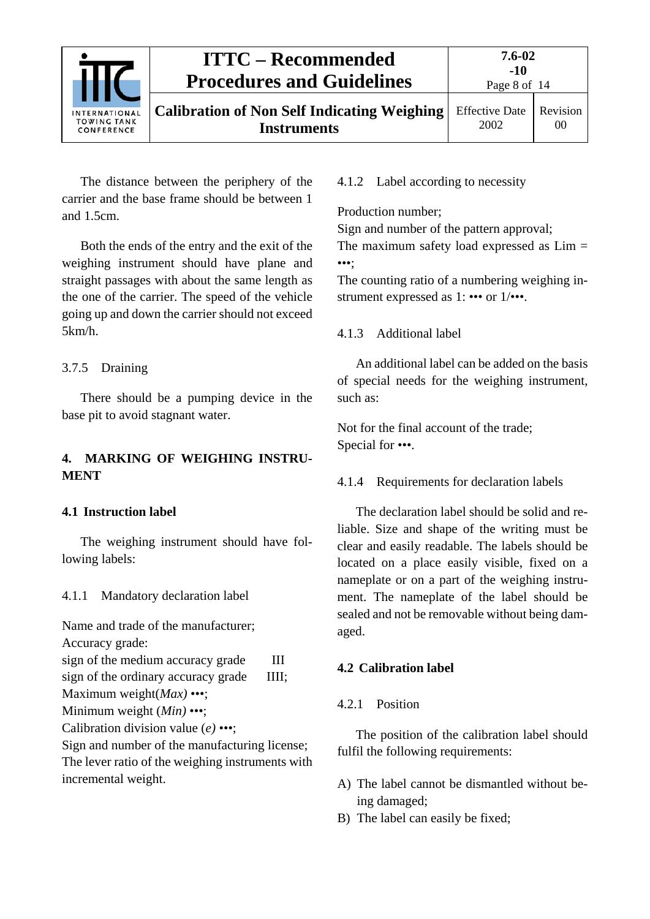The distance between the periphery of the carrier and the base frame should be between 1 and 1.5cm.

Both the ends of the entry and the exit of the weighing instrument should have plane and straight passages with about the same length as the one of the carrier. The speed of the vehicle going up and down the carrier should not exceed 5km/h.

3.7.5 Draining

There should be a pumping device in the base pit to avoid stagnant water.

## 4. MARKING OF WEIGHING INSTRUMENT

### 4.1 Instruction label

The weighing instrument should have following labels:

4.1.1 Mandatory declaration label

Name and trade of the manufacturer;
Accuracy grade:
sign of the medium accuracy grade III
sign of the ordinary accuracy grade IIII;
Maximum weight(*Max*) •••;
Minimum weight (*Min*) •••;
Calibration division value (*e*) •••;
Sign and number of the manufacturing license;
The lever ratio of the weighing instruments with incremental weight.

4.1.2 Label according to necessity

Production number;
Sign and number of the pattern approval;
The maximum safety load expressed as Lim = •••;
The counting ratio of a numbering weighing instrument expressed as 1: ••• or 1/•••.

4.1.3 Additional label

An additional label can be added on the basis of special needs for the weighing instrument, such as:

Not for the final account of the trade;
Special for •••.

4.1.4 Requirements for declaration labels

The declaration label should be solid and reliable. Size and shape of the writing must be clear and easily readable. The labels should be located on a place easily visible, fixed on a nameplate or on a part of the weighing instrument. The nameplate of the label should be sealed and not be removable without being damaged.

### 4.2 Calibration label

4.2.1 Position

The position of the calibration label should fulfil the following requirements:

A) The label cannot be dismantled without being damaged;
B) The label can easily be fixed;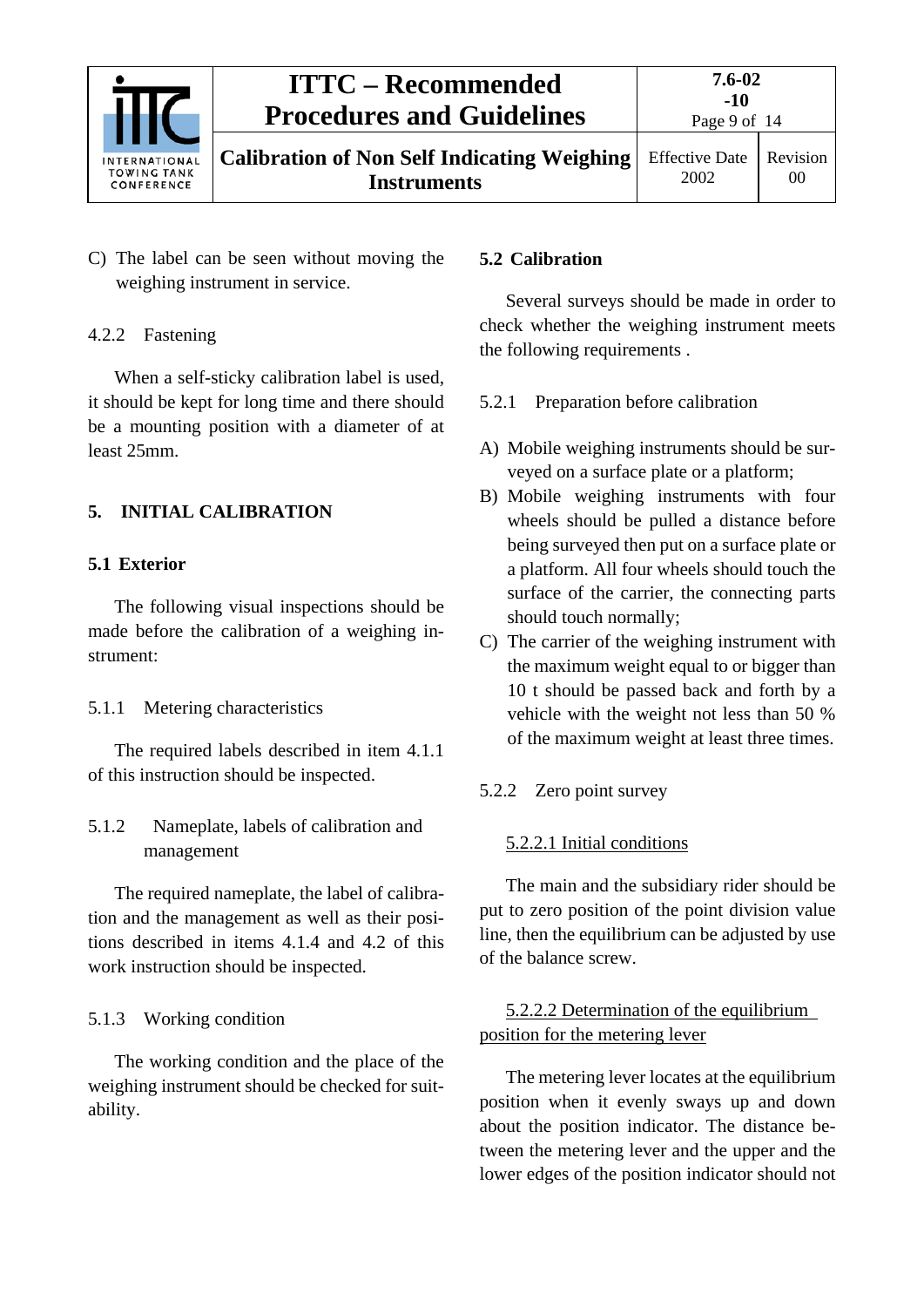C) The label can be seen without moving the weighing instrument in service.

#### 4.2.2 Fastening

When a self-sticky calibration label is used, it should be kept for long time and there should be a mounting position with a diameter of at least 25mm.

## 5. INITIAL CALIBRATION

### 5.1 Exterior

The following visual inspections should be made before the calibration of a weighing instrument:

#### 5.1.1 Metering characteristics

The required labels described in item 4.1.1 of this instruction should be inspected.

#### 5.1.2 Nameplate, labels of calibration and management

The required nameplate, the label of calibration and the management as well as their positions described in items 4.1.4 and 4.2 of this work instruction should be inspected.

#### 5.1.3 Working condition

The working condition and the place of the weighing instrument should be checked for suitability.

### 5.2 Calibration

Several surveys should be made in order to check whether the weighing instrument meets the following requirements .

#### 5.2.1 Preparation before calibration

A) Mobile weighing instruments should be surveyed on a surface plate or a platform;

B) Mobile weighing instruments with four wheels should be pulled a distance before being surveyed then put on a surface plate or a platform. All four wheels should touch the surface of the carrier, the connecting parts should touch normally;

C) The carrier of the weighing instrument with the maximum weight equal to or bigger than 10 t should be passed back and forth by a vehicle with the weight not less than 50 % of the maximum weight at least three times.

#### 5.2.2 Zero point survey

5.2.2.1 Initial conditions

The main and the subsidiary rider should be put to zero position of the point division value line, then the equilibrium can be adjusted by use of the balance screw.

5.2.2.2 Determination of the equilibrium position for the metering lever

The metering lever locates at the equilibrium position when it evenly sways up and down about the position indicator. The distance between the metering lever and the upper and the lower edges of the position indicator should not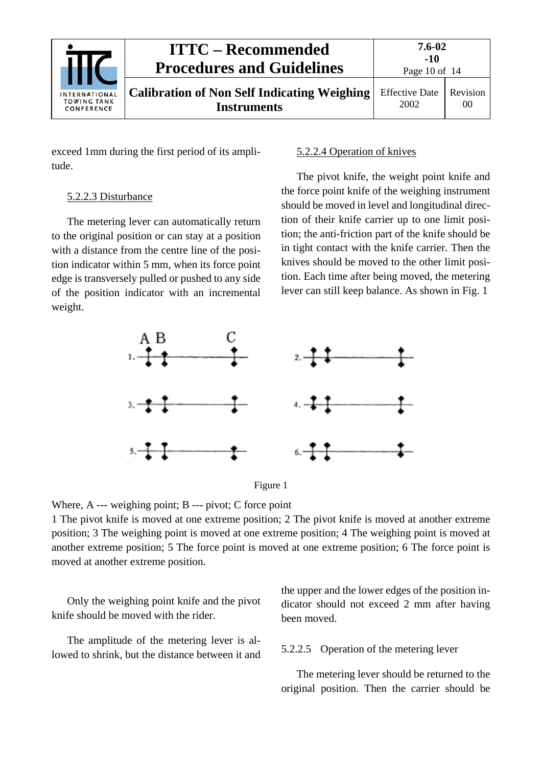exceed 1mm during the first period of its amplitude.

#### 5.2.2.3 Disturbance

The metering lever can automatically return to the original position or can stay at a position with a distance from the centre line of the position indicator within 5 mm, when its force point edge is transversely pulled or pushed to any side of the position indicator with an incremental weight.

#### 5.2.2.4 Operation of knives

The pivot knife, the weight point knife and the force point knife of the weighing instrument should be moved in level and longitudinal direction of their knife carrier up to one limit position; the anti-friction part of the knife should be in tight contact with the knife carrier. Then the knives should be moved to the other limit position. Each time after being moved, the metering lever can still keep balance. As shown in Fig. 1

Figure 1

Where, A --- weighing point; B --- pivot; C force point

1 The pivot knife is moved at one extreme position; 2 The pivot knife is moved at another extreme position; 3 The weighing point is moved at one extreme position; 4 The weighing point is moved at another extreme position; 5 The force point is moved at one extreme position; 6 The force point is moved at another extreme position.

Only the weighing point knife and the pivot knife should be moved with the rider.

The amplitude of the metering lever is allowed to shrink, but the distance between it and the upper and the lower edges of the position indicator should not exceed 2 mm after having been moved.

#### 5.2.2.5 Operation of the metering lever

The metering lever should be returned to the original position. Then the carrier should be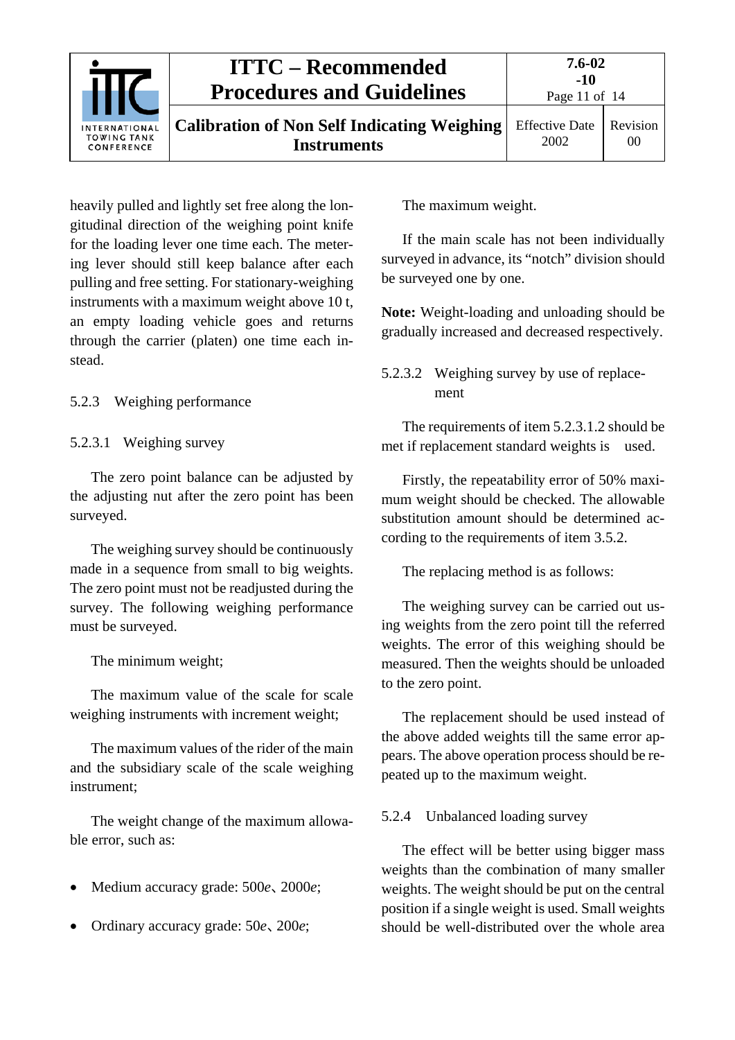heavily pulled and lightly set free along the longitudinal direction of the weighing point knife for the loading lever one time each. The metering lever should still keep balance after each pulling and free setting. For stationary-weighing instruments with a maximum weight above 10 t, an empty loading vehicle goes and returns through the carrier (platen) one time each instead.

#### 5.2.3 Weighing performance

##### 5.2.3.1 Weighing survey

The zero point balance can be adjusted by the adjusting nut after the zero point has been surveyed.

The weighing survey should be continuously made in a sequence from small to big weights. The zero point must not be readjusted during the survey. The following weighing performance must be surveyed.

The minimum weight;

The maximum value of the scale for scale weighing instruments with increment weight;

The maximum values of the rider of the main and the subsidiary scale of the scale weighing instrument;

The weight change of the maximum allowable error, such as:

- Medium accuracy grade: 500*e*、2000*e*;
- Ordinary accuracy grade: 50*e*、200*e*;

The maximum weight.

If the main scale has not been individually surveyed in advance, its “notch” division should be surveyed one by one.

**Note:** Weight-loading and unloading should be gradually increased and decreased respectively.

##### 5.2.3.2 Weighing survey by use of replacement

The requirements of item 5.2.3.1.2 should be met if replacement standard weights is used.

Firstly, the repeatability error of 50% maximum weight should be checked. The allowable substitution amount should be determined according to the requirements of item 3.5.2.

The replacing method is as follows:

The weighing survey can be carried out using weights from the zero point till the referred weights. The error of this weighing should be measured. Then the weights should be unloaded to the zero point.

The replacement should be used instead of the above added weights till the same error appears. The above operation process should be repeated up to the maximum weight.

#### 5.2.4 Unbalanced loading survey

The effect will be better using bigger mass weights than the combination of many smaller weights. The weight should be put on the central position if a single weight is used. Small weights should be well-distributed over the whole area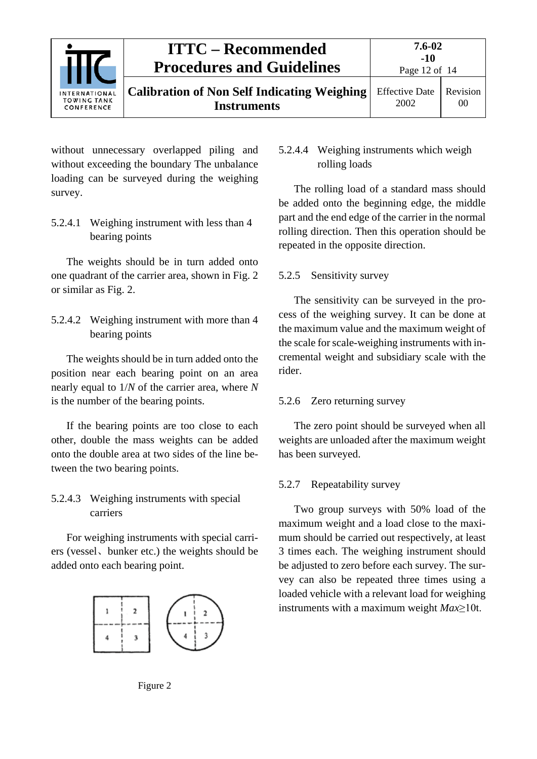without unnecessary overlapped piling and without exceeding the boundary The unbalance loading can be surveyed during the weighing survey.

#### 5.2.4.1 Weighing instrument with less than 4 bearing points

The weights should be in turn added onto one quadrant of the carrier area, shown in Fig. 2 or similar as Fig. 2.

#### 5.2.4.2 Weighing instrument with more than 4 bearing points

The weights should be in turn added onto the position near each bearing point on an area nearly equal to $1/N$ of the carrier area, where $N$ is the number of the bearing points.

If the bearing points are too close to each other, double the mass weights can be added onto the double area at two sides of the line between the two bearing points.

#### 5.2.4.3 Weighing instruments with special carriers

For weighing instruments with special carriers (vessel、bunker etc.) the weights should be added onto each bearing point.

Figure 2

#### 5.2.4.4 Weighing instruments which weigh rolling loads

The rolling load of a standard mass should be added onto the beginning edge, the middle part and the end edge of the carrier in the normal rolling direction. Then this operation should be repeated in the opposite direction.

### 5.2.5 Sensitivity survey

The sensitivity can be surveyed in the process of the weighing survey. It can be done at the maximum value and the maximum weight of the scale for scale-weighing instruments with incremental weight and subsidiary scale with the rider.

### 5.2.6 Zero returning survey

The zero point should be surveyed when all weights are unloaded after the maximum weight has been surveyed.

### 5.2.7 Repeatability survey

Two group surveys with 50% load of the maximum weight and a load close to the maximum should be carried out respectively, at least 3 times each. The weighing instrument should be adjusted to zero before each survey. The survey can also be repeated three times using a loaded vehicle with a relevant load for weighing instruments with a maximum weight $Max \geq 10$t.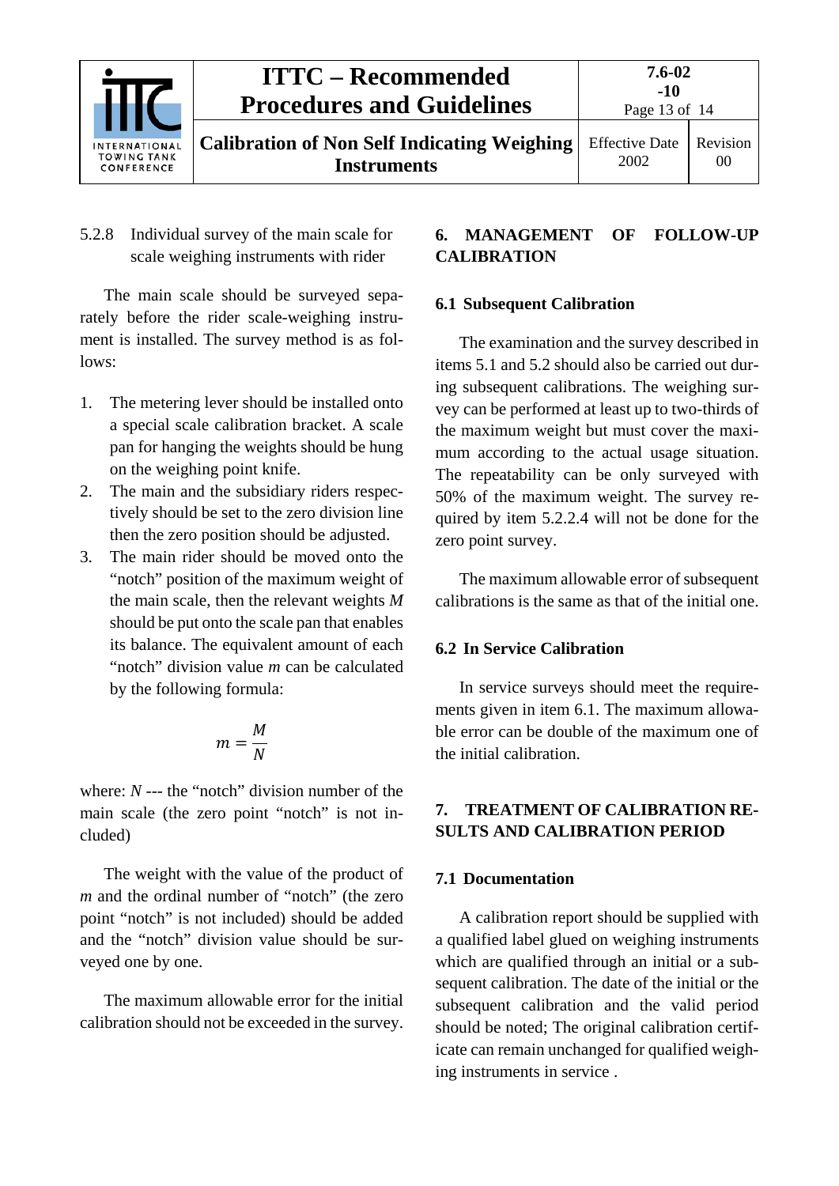5.2.8 Individual survey of the main scale for scale weighing instruments with rider

The main scale should be surveyed separately before the rider scale-weighing instrument is installed. The survey method is as follows:

1. The metering lever should be installed onto a special scale calibration bracket. A scale pan for hanging the weights should be hung on the weighing point knife.
2. The main and the subsidiary riders respectively should be set to the zero division line then the zero position should be adjusted.
3. The main rider should be moved onto the "notch" position of the maximum weight of the main scale, then the relevant weights $M$ should be put onto the scale pan that enables its balance. The equivalent amount of each "notch" division value $m$ can be calculated by the following formula:

$$m = \frac{M}{N}$$

where: $N$ --- the "notch" division number of the main scale (the zero point "notch" is not included)

The weight with the value of the product of $m$ and the ordinal number of "notch" (the zero point "notch" is not included) should be added and the "notch" division value should be surveyed one by one.

The maximum allowable error for the initial calibration should not be exceeded in the survey.

## 6. MANAGEMENT OF FOLLOW-UP CALIBRATION

### 6.1 Subsequent Calibration

The examination and the survey described in items 5.1 and 5.2 should also be carried out during subsequent calibrations. The weighing survey can be performed at least up to two-thirds of the maximum weight but must cover the maximum according to the actual usage situation. The repeatability can be only surveyed with 50% of the maximum weight. The survey required by item 5.2.2.4 will not be done for the zero point survey.

The maximum allowable error of subsequent calibrations is the same as that of the initial one.

### 6.2 In Service Calibration

In service surveys should meet the requirements given in item 6.1. The maximum allowable error can be double of the maximum one of the initial calibration.

## 7. TREATMENT OF CALIBRATION RESULTS AND CALIBRATION PERIOD

### 7.1 Documentation

A calibration report should be supplied with a qualified label glued on weighing instruments which are qualified through an initial or a subsequent calibration. The date of the initial or the subsequent calibration and the valid period should be noted; The original calibration certificate can remain unchanged for qualified weighing instruments in service .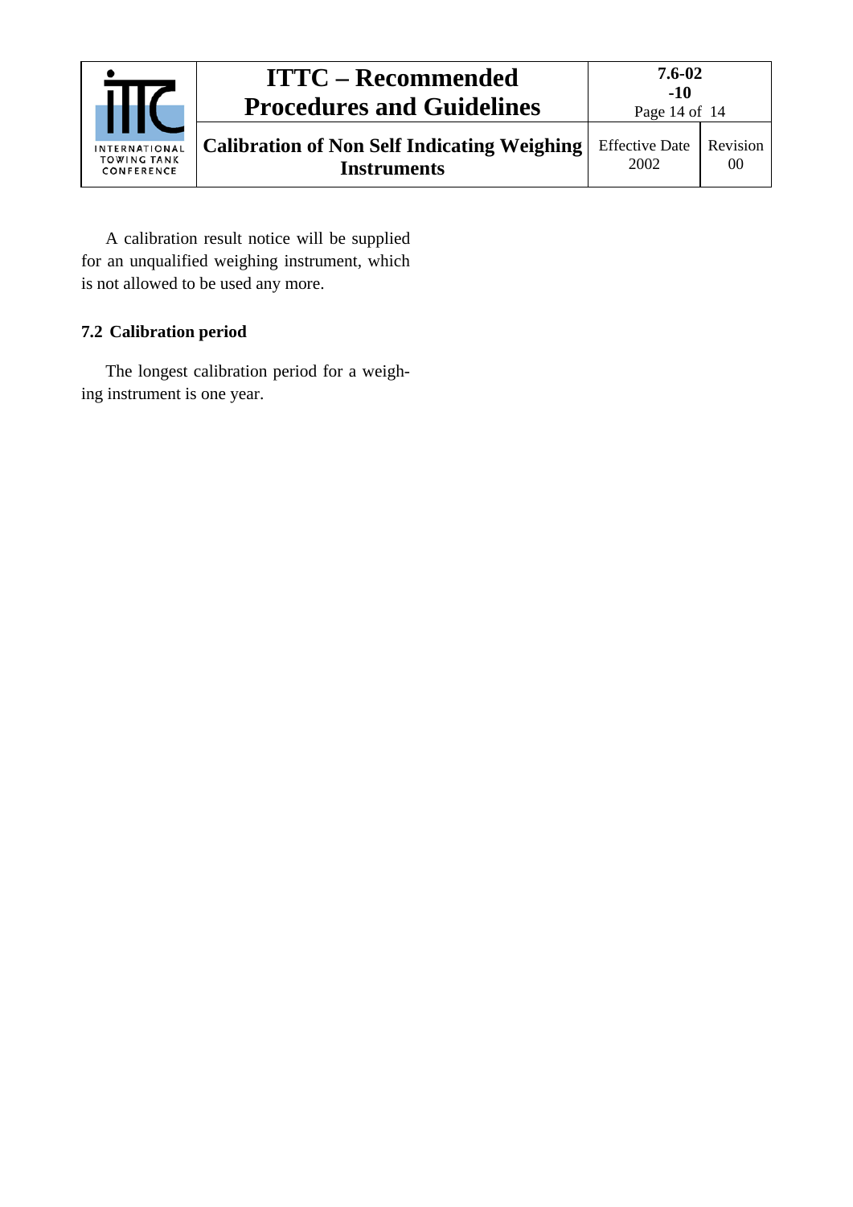A calibration result notice will be supplied for an unqualified weighing instrument, which is not allowed to be used any more.

### 7.2 Calibration period

The longest calibration period for a weighing instrument is one year.